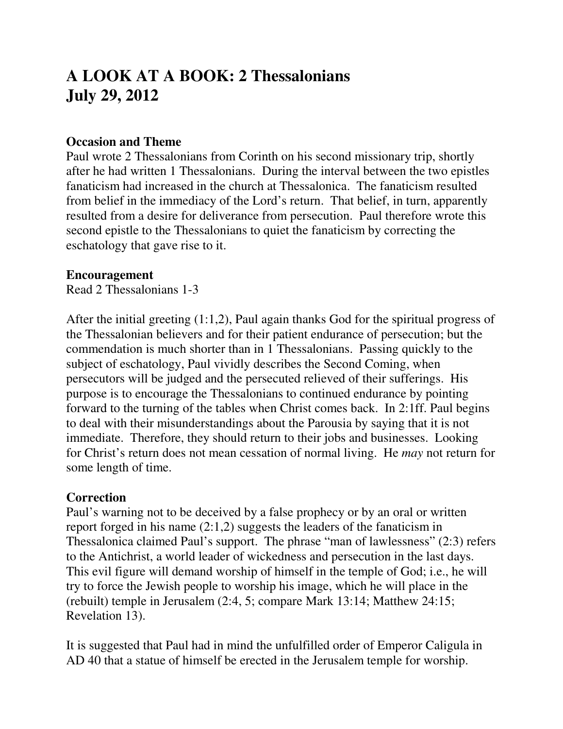# A LOOK AT A BOOK: 2 Thessalonians
# July 29, 2012

**Occasion and Theme**

Paul wrote 2 Thessalonians from Corinth on his second missionary trip, shortly after he had written 1 Thessalonians. During the interval between the two epistles fanaticism had increased in the church at Thessalonica. The fanaticism resulted from belief in the immediacy of the Lord's return. That belief, in turn, apparently resulted from a desire for deliverance from persecution. Paul therefore wrote this second epistle to the Thessalonians to quiet the fanaticism by correcting the eschatology that gave rise to it.

**Encouragement**

Read 2 Thessalonians 1-3

After the initial greeting (1:1,2), Paul again thanks God for the spiritual progress of the Thessalonian believers and for their patient endurance of persecution; but the commendation is much shorter than in 1 Thessalonians. Passing quickly to the subject of eschatology, Paul vividly describes the Second Coming, when persecutors will be judged and the persecuted relieved of their sufferings. His purpose is to encourage the Thessalonians to continued endurance by pointing forward to the turning of the tables when Christ comes back. In 2:1ff. Paul begins to deal with their misunderstandings about the Parousia by saying that it is not immediate. Therefore, they should return to their jobs and businesses. Looking for Christ's return does not mean cessation of normal living. He *may* not return for some length of time.

**Correction**

Paul's warning not to be deceived by a false prophecy or by an oral or written report forged in his name (2:1,2) suggests the leaders of the fanaticism in Thessalonica claimed Paul's support. The phrase "man of lawlessness" (2:3) refers to the Antichrist, a world leader of wickedness and persecution in the last days. This evil figure will demand worship of himself in the temple of God; i.e., he will try to force the Jewish people to worship his image, which he will place in the (rebuilt) temple in Jerusalem (2:4, 5; compare Mark 13:14; Matthew 24:15; Revelation 13).

It is suggested that Paul had in mind the unfulfilled order of Emperor Caligula in AD 40 that a statue of himself be erected in the Jerusalem temple for worship.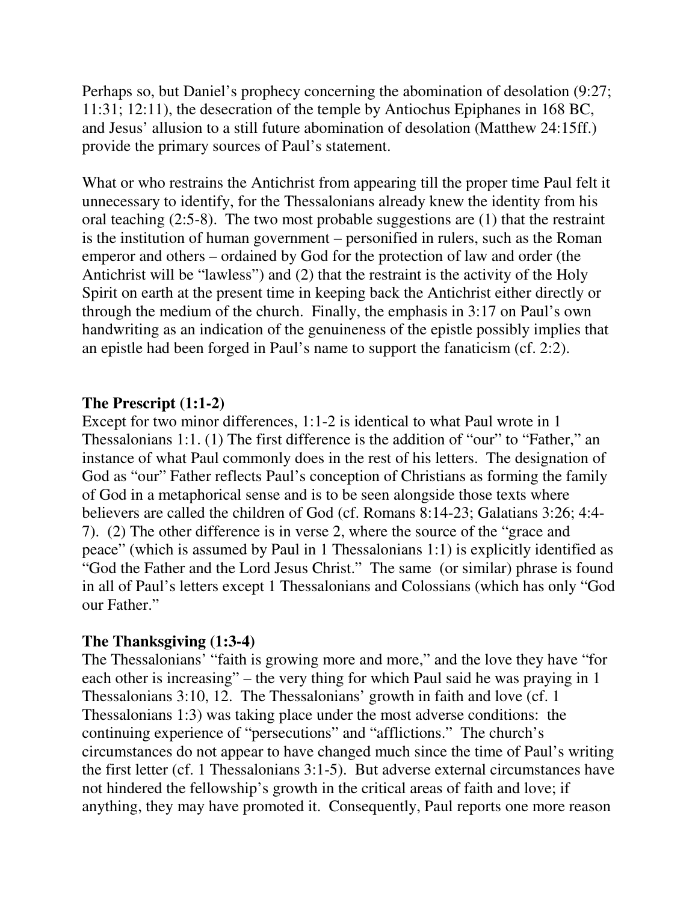Perhaps so, but Daniel's prophecy concerning the abomination of desolation (9:27; 11:31; 12:11), the desecration of the temple by Antiochus Epiphanes in 168 BC, and Jesus' allusion to a still future abomination of desolation (Matthew 24:15ff.) provide the primary sources of Paul's statement.

What or who restrains the Antichrist from appearing till the proper time Paul felt it unnecessary to identify, for the Thessalonians already knew the identity from his oral teaching (2:5-8). The two most probable suggestions are (1) that the restraint is the institution of human government – personified in rulers, such as the Roman emperor and others – ordained by God for the protection of law and order (the Antichrist will be "lawless") and (2) that the restraint is the activity of the Holy Spirit on earth at the present time in keeping back the Antichrist either directly or through the medium of the church. Finally, the emphasis in 3:17 on Paul's own handwriting as an indication of the genuineness of the epistle possibly implies that an epistle had been forged in Paul's name to support the fanaticism (cf. 2:2).

**The Prescript (1:1-2)**

Except for two minor differences, 1:1-2 is identical to what Paul wrote in 1 Thessalonians 1:1. (1) The first difference is the addition of "our" to "Father," an instance of what Paul commonly does in the rest of his letters. The designation of God as "our" Father reflects Paul's conception of Christians as forming the family of God in a metaphorical sense and is to be seen alongside those texts where believers are called the children of God (cf. Romans 8:14-23; Galatians 3:26; 4:4-7). (2) The other difference is in verse 2, where the source of the "grace and peace" (which is assumed by Paul in 1 Thessalonians 1:1) is explicitly identified as "God the Father and the Lord Jesus Christ." The same (or similar) phrase is found in all of Paul's letters except 1 Thessalonians and Colossians (which has only "God our Father."

**The Thanksgiving (1:3-4)**

The Thessalonians' "faith is growing more and more," and the love they have "for each other is increasing" – the very thing for which Paul said he was praying in 1 Thessalonians 3:10, 12. The Thessalonians' growth in faith and love (cf. 1 Thessalonians 1:3) was taking place under the most adverse conditions: the continuing experience of "persecutions" and "afflictions." The church's circumstances do not appear to have changed much since the time of Paul's writing the first letter (cf. 1 Thessalonians 3:1-5). But adverse external circumstances have not hindered the fellowship's growth in the critical areas of faith and love; if anything, they may have promoted it. Consequently, Paul reports one more reason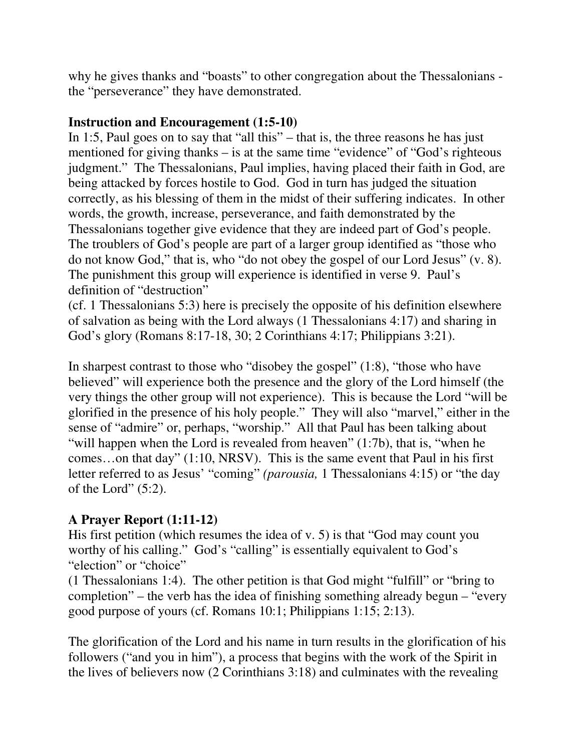why he gives thanks and "boasts" to other congregation about the Thessalonians - the "perseverance" they have demonstrated.

**Instruction and Encouragement (1:5-10)**

In 1:5, Paul goes on to say that "all this" – that is, the three reasons he has just mentioned for giving thanks – is at the same time "evidence" of "God's righteous judgment." The Thessalonians, Paul implies, having placed their faith in God, are being attacked by forces hostile to God. God in turn has judged the situation correctly, as his blessing of them in the midst of their suffering indicates. In other words, the growth, increase, perseverance, and faith demonstrated by the Thessalonians together give evidence that they are indeed part of God's people. The troublers of God's people are part of a larger group identified as "those who do not know God," that is, who "do not obey the gospel of our Lord Jesus" (v. 8). The punishment this group will experience is identified in verse 9. Paul's definition of "destruction" (cf. 1 Thessalonians 5:3) here is precisely the opposite of his definition elsewhere of salvation as being with the Lord always (1 Thessalonians 4:17) and sharing in God's glory (Romans 8:17-18, 30; 2 Corinthians 4:17; Philippians 3:21).

In sharpest contrast to those who "disobey the gospel" (1:8), "those who have believed" will experience both the presence and the glory of the Lord himself (the very things the other group will not experience). This is because the Lord "will be glorified in the presence of his holy people." They will also "marvel," either in the sense of "admire" or, perhaps, "worship." All that Paul has been talking about "will happen when the Lord is revealed from heaven" (1:7b), that is, "when he comes…on that day" (1:10, NRSV). This is the same event that Paul in his first letter referred to as Jesus' "coming" *(parousia,* 1 Thessalonians 4:15) or "the day of the Lord" (5:2).

**A Prayer Report (1:11-12)**

His first petition (which resumes the idea of v. 5) is that "God may count you worthy of his calling." God's "calling" is essentially equivalent to God's "election" or "choice" (1 Thessalonians 1:4). The other petition is that God might "fulfill" or "bring to completion" – the verb has the idea of finishing something already begun – "every good purpose of yours (cf. Romans 10:1; Philippians 1:15; 2:13).

The glorification of the Lord and his name in turn results in the glorification of his followers ("and you in him"), a process that begins with the work of the Spirit in the lives of believers now (2 Corinthians 3:18) and culminates with the revealing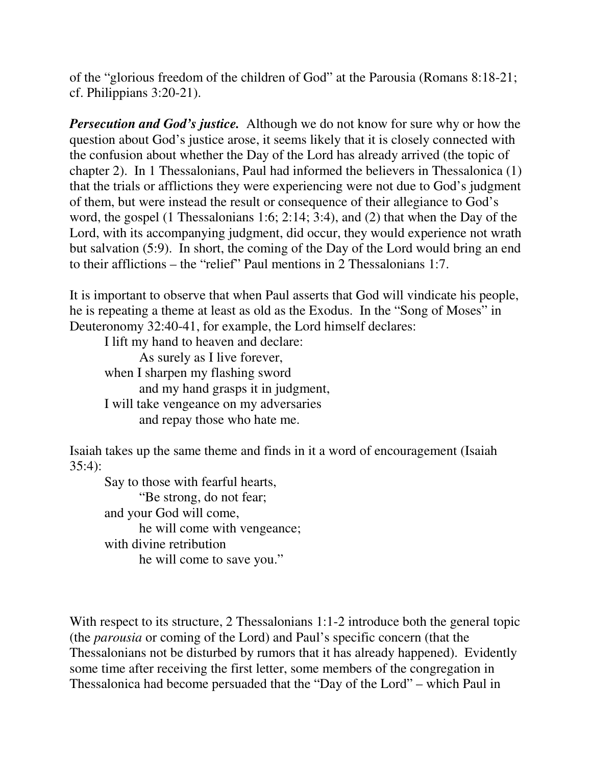of the "glorious freedom of the children of God" at the Parousia (Romans 8:18-21; cf. Philippians 3:20-21).

***Persecution and God's justice.*** Although we do not know for sure why or how the question about God's justice arose, it seems likely that it is closely connected with the confusion about whether the Day of the Lord has already arrived (the topic of chapter 2). In 1 Thessalonians, Paul had informed the believers in Thessalonica (1) that the trials or afflictions they were experiencing were not due to God's judgment of them, but were instead the result or consequence of their allegiance to God's word, the gospel (1 Thessalonians 1:6; 2:14; 3:4), and (2) that when the Day of the Lord, with its accompanying judgment, did occur, they would experience not wrath but salvation (5:9). In short, the coming of the Day of the Lord would bring an end to their afflictions – the "relief" Paul mentions in 2 Thessalonians 1:7.

It is important to observe that when Paul asserts that God will vindicate his people, he is repeating a theme at least as old as the Exodus. In the "Song of Moses" in Deuteronomy 32:40-41, for example, the Lord himself declares:

> I lift my hand to heaven and declare:
> As surely as I live forever,
> when I sharpen my flashing sword
> and my hand grasps it in judgment,
> I will take vengeance on my adversaries
> and repay those who hate me.

Isaiah takes up the same theme and finds in it a word of encouragement (Isaiah 35:4):

> Say to those with fearful hearts,
> "Be strong, do not fear;
> and your God will come,
> he will come with vengeance;
> with divine retribution
> he will come to save you."

With respect to its structure, 2 Thessalonians 1:1-2 introduce both the general topic (the *parousia* or coming of the Lord) and Paul's specific concern (that the Thessalonians not be disturbed by rumors that it has already happened). Evidently some time after receiving the first letter, some members of the congregation in Thessalonica had become persuaded that the "Day of the Lord" – which Paul in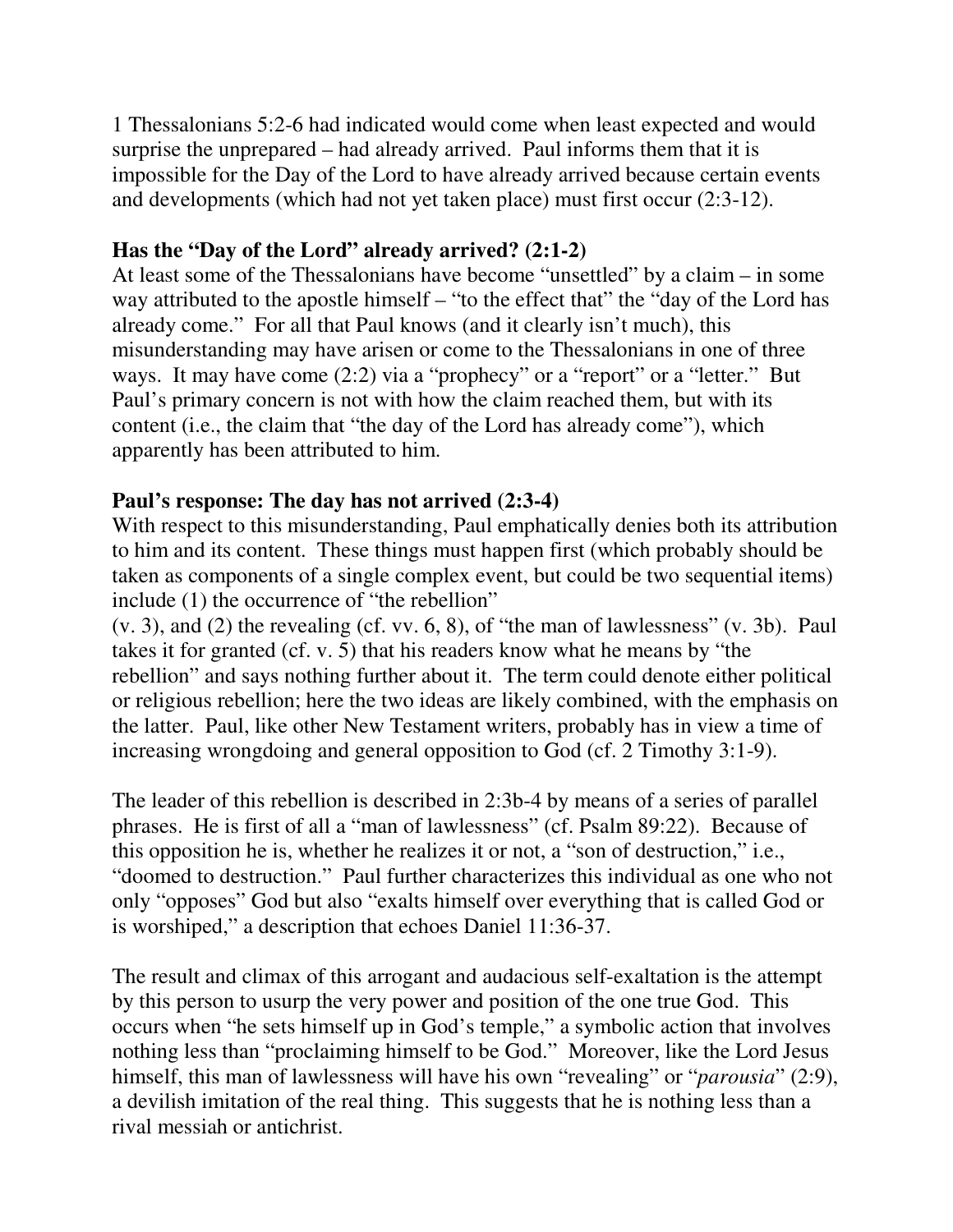1 Thessalonians 5:2-6 had indicated would come when least expected and would surprise the unprepared – had already arrived. Paul informs them that it is impossible for the Day of the Lord to have already arrived because certain events and developments (which had not yet taken place) must first occur (2:3-12).

**Has the "Day of the Lord" already arrived? (2:1-2)**
At least some of the Thessalonians have become "unsettled" by a claim – in some way attributed to the apostle himself – "to the effect that" the "day of the Lord has already come." For all that Paul knows (and it clearly isn't much), this misunderstanding may have arisen or come to the Thessalonians in one of three ways. It may have come (2:2) via a "prophecy" or a "report" or a "letter." But Paul's primary concern is not with how the claim reached them, but with its content (i.e., the claim that "the day of the Lord has already come"), which apparently has been attributed to him.

**Paul's response: The day has not arrived (2:3-4)**
With respect to this misunderstanding, Paul emphatically denies both its attribution to him and its content. These things must happen first (which probably should be taken as components of a single complex event, but could be two sequential items) include (1) the occurrence of "the rebellion" (v. 3), and (2) the revealing (cf. vv. 6, 8), of "the man of lawlessness" (v. 3b). Paul takes it for granted (cf. v. 5) that his readers know what he means by "the rebellion" and says nothing further about it. The term could denote either political or religious rebellion; here the two ideas are likely combined, with the emphasis on the latter. Paul, like other New Testament writers, probably has in view a time of increasing wrongdoing and general opposition to God (cf. 2 Timothy 3:1-9).

The leader of this rebellion is described in 2:3b-4 by means of a series of parallel phrases. He is first of all a "man of lawlessness" (cf. Psalm 89:22). Because of this opposition he is, whether he realizes it or not, a "son of destruction," i.e., "doomed to destruction." Paul further characterizes this individual as one who not only "opposes" God but also "exalts himself over everything that is called God or is worshiped," a description that echoes Daniel 11:36-37.

The result and climax of this arrogant and audacious self-exaltation is the attempt by this person to usurp the very power and position of the one true God. This occurs when "he sets himself up in God's temple," a symbolic action that involves nothing less than "proclaiming himself to be God." Moreover, like the Lord Jesus himself, this man of lawlessness will have his own "revealing" or "*parousia*" (2:9), a devilish imitation of the real thing. This suggests that he is nothing less than a rival messiah or antichrist.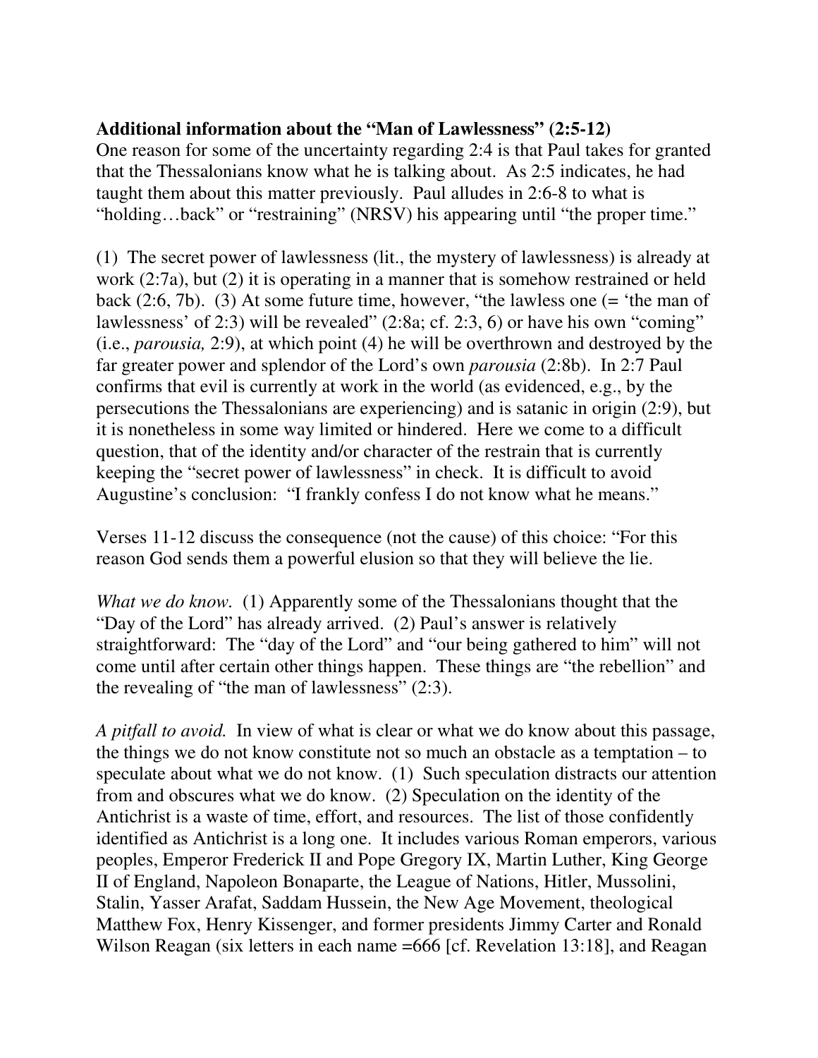**Additional information about the "Man of Lawlessness" (2:5-12)**
One reason for some of the uncertainty regarding 2:4 is that Paul takes for granted that the Thessalonians know what he is talking about. As 2:5 indicates, he had taught them about this matter previously. Paul alludes in 2:6-8 to what is "holding…back" or "restraining" (NRSV) his appearing until "the proper time."

(1) The secret power of lawlessness (lit., the mystery of lawlessness) is already at work (2:7a), but (2) it is operating in a manner that is somehow restrained or held back (2:6, 7b). (3) At some future time, however, "the lawless one (= 'the man of lawlessness' of 2:3) will be revealed" (2:8a; cf. 2:3, 6) or have his own "coming" (i.e., *parousia,* 2:9), at which point (4) he will be overthrown and destroyed by the far greater power and splendor of the Lord's own *parousia* (2:8b). In 2:7 Paul confirms that evil is currently at work in the world (as evidenced, e.g., by the persecutions the Thessalonians are experiencing) and is satanic in origin (2:9), but it is nonetheless in some way limited or hindered. Here we come to a difficult question, that of the identity and/or character of the restrain that is currently keeping the "secret power of lawlessness" in check. It is difficult to avoid Augustine's conclusion: "I frankly confess I do not know what he means."

Verses 11-12 discuss the consequence (not the cause) of this choice: "For this reason God sends them a powerful elusion so that they will believe the lie.

*What we do know.* (1) Apparently some of the Thessalonians thought that the "Day of the Lord" has already arrived. (2) Paul's answer is relatively straightforward: The "day of the Lord" and "our being gathered to him" will not come until after certain other things happen. These things are "the rebellion" and the revealing of "the man of lawlessness" (2:3).

*A pitfall to avoid.* In view of what is clear or what we do know about this passage, the things we do not know constitute not so much an obstacle as a temptation – to speculate about what we do not know. (1) Such speculation distracts our attention from and obscures what we do know. (2) Speculation on the identity of the Antichrist is a waste of time, effort, and resources. The list of those confidently identified as Antichrist is a long one. It includes various Roman emperors, various peoples, Emperor Frederick II and Pope Gregory IX, Martin Luther, King George II of England, Napoleon Bonaparte, the League of Nations, Hitler, Mussolini, Stalin, Yasser Arafat, Saddam Hussein, the New Age Movement, theological Matthew Fox, Henry Kissenger, and former presidents Jimmy Carter and Ronald Wilson Reagan (six letters in each name =666 [cf. Revelation 13:18], and Reagan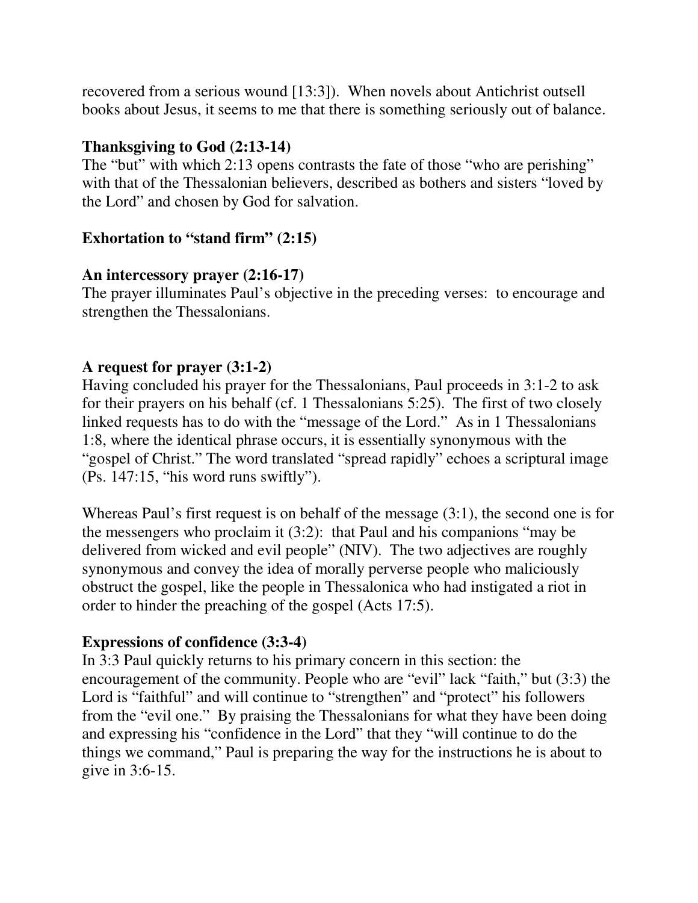recovered from a serious wound [13:3]). When novels about Antichrist outsell books about Jesus, it seems to me that there is something seriously out of balance.

**Thanksgiving to God (2:13-14)**

The "but" with which 2:13 opens contrasts the fate of those "who are perishing" with that of the Thessalonian believers, described as bothers and sisters "loved by the Lord" and chosen by God for salvation.

**Exhortation to "stand firm" (2:15)**

**An intercessory prayer (2:16-17)**

The prayer illuminates Paul's objective in the preceding verses: to encourage and strengthen the Thessalonians.

**A request for prayer (3:1-2)**

Having concluded his prayer for the Thessalonians, Paul proceeds in 3:1-2 to ask for their prayers on his behalf (cf. 1 Thessalonians 5:25). The first of two closely linked requests has to do with the "message of the Lord." As in 1 Thessalonians 1:8, where the identical phrase occurs, it is essentially synonymous with the "gospel of Christ." The word translated "spread rapidly" echoes a scriptural image (Ps. 147:15, "his word runs swiftly").

Whereas Paul's first request is on behalf of the message (3:1), the second one is for the messengers who proclaim it (3:2): that Paul and his companions "may be delivered from wicked and evil people" (NIV). The two adjectives are roughly synonymous and convey the idea of morally perverse people who maliciously obstruct the gospel, like the people in Thessalonica who had instigated a riot in order to hinder the preaching of the gospel (Acts 17:5).

**Expressions of confidence (3:3-4)**

In 3:3 Paul quickly returns to his primary concern in this section: the encouragement of the community. People who are "evil" lack "faith," but (3:3) the Lord is "faithful" and will continue to "strengthen" and "protect" his followers from the "evil one." By praising the Thessalonians for what they have been doing and expressing his "confidence in the Lord" that they "will continue to do the things we command," Paul is preparing the way for the instructions he is about to give in 3:6-15.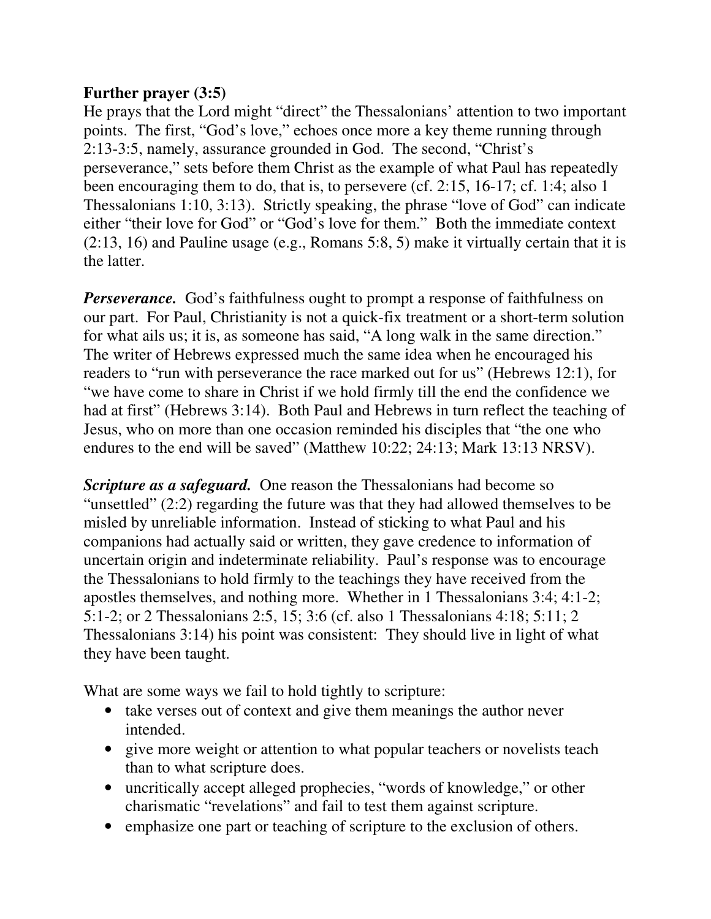**Further prayer (3:5)**
He prays that the Lord might "direct" the Thessalonians' attention to two important points. The first, "God's love," echoes once more a key theme running through 2:13-3:5, namely, assurance grounded in God. The second, "Christ's perseverance," sets before them Christ as the example of what Paul has repeatedly been encouraging them to do, that is, to persevere (cf. 2:15, 16-17; cf. 1:4; also 1 Thessalonians 1:10, 3:13). Strictly speaking, the phrase "love of God" can indicate either "their love for God" or "God's love for them." Both the immediate context (2:13, 16) and Pauline usage (e.g., Romans 5:8, 5) make it virtually certain that it is the latter.

***Perseverance.*** God's faithfulness ought to prompt a response of faithfulness on our part. For Paul, Christianity is not a quick-fix treatment or a short-term solution for what ails us; it is, as someone has said, "A long walk in the same direction." The writer of Hebrews expressed much the same idea when he encouraged his readers to "run with perseverance the race marked out for us" (Hebrews 12:1), for "we have come to share in Christ if we hold firmly till the end the confidence we had at first" (Hebrews 3:14). Both Paul and Hebrews in turn reflect the teaching of Jesus, who on more than one occasion reminded his disciples that "the one who endures to the end will be saved" (Matthew 10:22; 24:13; Mark 13:13 NRSV).

***Scripture as a safeguard.*** One reason the Thessalonians had become so "unsettled" (2:2) regarding the future was that they had allowed themselves to be misled by unreliable information. Instead of sticking to what Paul and his companions had actually said or written, they gave credence to information of uncertain origin and indeterminate reliability. Paul's response was to encourage the Thessalonians to hold firmly to the teachings they have received from the apostles themselves, and nothing more. Whether in 1 Thessalonians 3:4; 4:1-2; 5:1-2; or 2 Thessalonians 2:5, 15; 3:6 (cf. also 1 Thessalonians 4:18; 5:11; 2 Thessalonians 3:14) his point was consistent: They should live in light of what they have been taught.

What are some ways we fail to hold tightly to scripture:

- take verses out of context and give them meanings the author never intended.
- give more weight or attention to what popular teachers or novelists teach than to what scripture does.
- uncritically accept alleged prophecies, "words of knowledge," or other charismatic "revelations" and fail to test them against scripture.
- emphasize one part or teaching of scripture to the exclusion of others.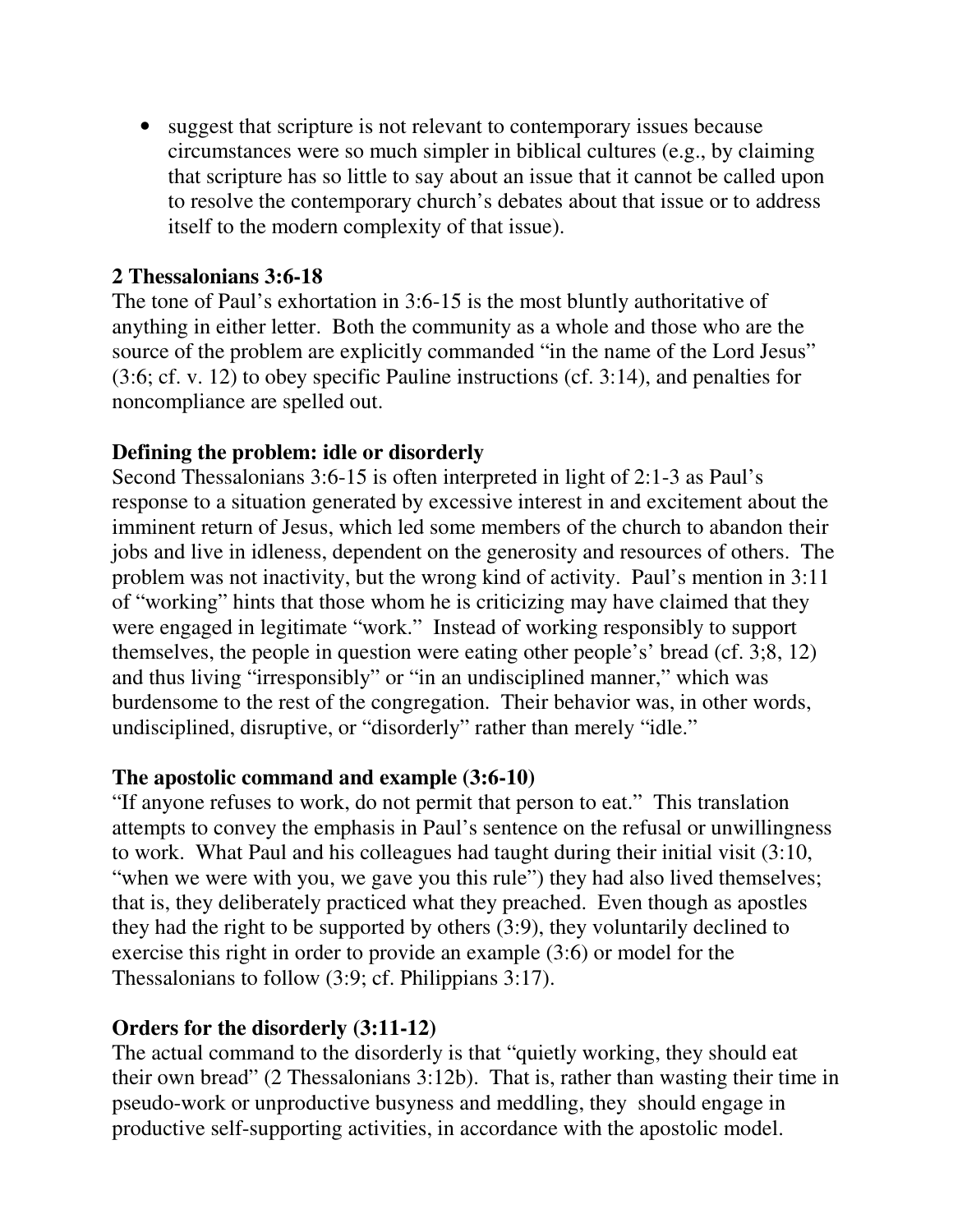- suggest that scripture is not relevant to contemporary issues because circumstances were so much simpler in biblical cultures (e.g., by claiming that scripture has so little to say about an issue that it cannot be called upon to resolve the contemporary church's debates about that issue or to address itself to the modern complexity of that issue).

**2 Thessalonians 3:6-18**

The tone of Paul's exhortation in 3:6-15 is the most bluntly authoritative of anything in either letter. Both the community as a whole and those who are the source of the problem are explicitly commanded "in the name of the Lord Jesus" (3:6; cf. v. 12) to obey specific Pauline instructions (cf. 3:14), and penalties for noncompliance are spelled out.

**Defining the problem: idle or disorderly**

Second Thessalonians 3:6-15 is often interpreted in light of 2:1-3 as Paul's response to a situation generated by excessive interest in and excitement about the imminent return of Jesus, which led some members of the church to abandon their jobs and live in idleness, dependent on the generosity and resources of others. The problem was not inactivity, but the wrong kind of activity. Paul's mention in 3:11 of "working" hints that those whom he is criticizing may have claimed that they were engaged in legitimate "work." Instead of working responsibly to support themselves, the people in question were eating other people's' bread (cf. 3;8, 12) and thus living "irresponsibly" or "in an undisciplined manner," which was burdensome to the rest of the congregation. Their behavior was, in other words, undisciplined, disruptive, or "disorderly" rather than merely "idle."

**The apostolic command and example (3:6-10)**

"If anyone refuses to work, do not permit that person to eat." This translation attempts to convey the emphasis in Paul's sentence on the refusal or unwillingness to work. What Paul and his colleagues had taught during their initial visit (3:10, "when we were with you, we gave you this rule") they had also lived themselves; that is, they deliberately practiced what they preached. Even though as apostles they had the right to be supported by others (3:9), they voluntarily declined to exercise this right in order to provide an example (3:6) or model for the Thessalonians to follow (3:9; cf. Philippians 3:17).

**Orders for the disorderly (3:11-12)**

The actual command to the disorderly is that "quietly working, they should eat their own bread" (2 Thessalonians 3:12b). That is, rather than wasting their time in pseudo-work or unproductive busyness and meddling, they should engage in productive self-supporting activities, in accordance with the apostolic model.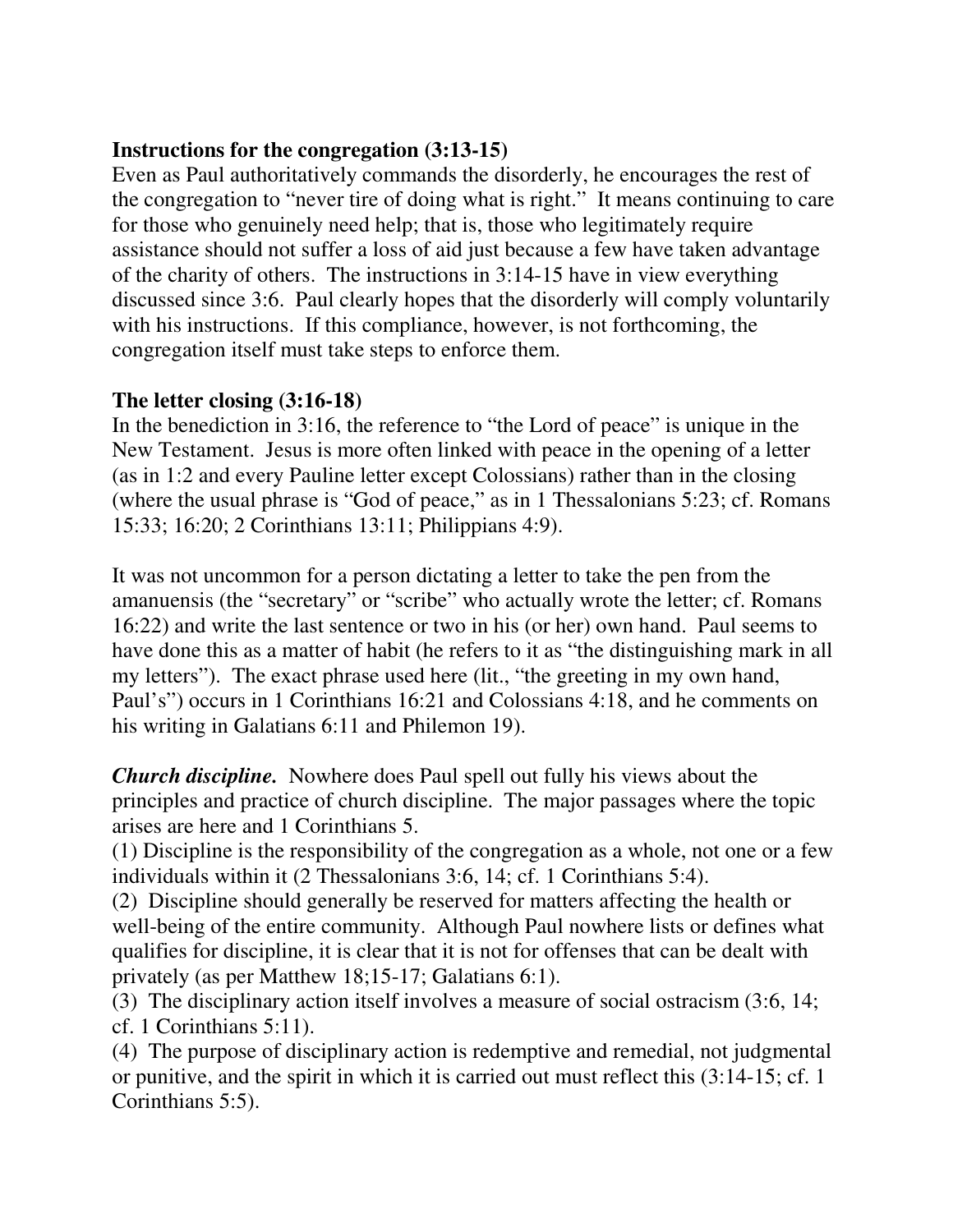**Instructions for the congregation (3:13-15)**
Even as Paul authoritatively commands the disorderly, he encourages the rest of the congregation to "never tire of doing what is right." It means continuing to care for those who genuinely need help; that is, those who legitimately require assistance should not suffer a loss of aid just because a few have taken advantage of the charity of others. The instructions in 3:14-15 have in view everything discussed since 3:6. Paul clearly hopes that the disorderly will comply voluntarily with his instructions. If this compliance, however, is not forthcoming, the congregation itself must take steps to enforce them.

**The letter closing (3:16-18)**
In the benediction in 3:16, the reference to "the Lord of peace" is unique in the New Testament. Jesus is more often linked with peace in the opening of a letter (as in 1:2 and every Pauline letter except Colossians) rather than in the closing (where the usual phrase is "God of peace," as in 1 Thessalonians 5:23; cf. Romans 15:33; 16:20; 2 Corinthians 13:11; Philippians 4:9).

It was not uncommon for a person dictating a letter to take the pen from the amanuensis (the "secretary" or "scribe" who actually wrote the letter; cf. Romans 16:22) and write the last sentence or two in his (or her) own hand. Paul seems to have done this as a matter of habit (he refers to it as "the distinguishing mark in all my letters"). The exact phrase used here (lit., "the greeting in my own hand, Paul's") occurs in 1 Corinthians 16:21 and Colossians 4:18, and he comments on his writing in Galatians 6:11 and Philemon 19).

***Church discipline.*** Nowhere does Paul spell out fully his views about the principles and practice of church discipline. The major passages where the topic arises are here and 1 Corinthians 5.
(1) Discipline is the responsibility of the congregation as a whole, not one or a few individuals within it (2 Thessalonians 3:6, 14; cf. 1 Corinthians 5:4).
(2) Discipline should generally be reserved for matters affecting the health or well-being of the entire community. Although Paul nowhere lists or defines what qualifies for discipline, it is clear that it is not for offenses that can be dealt with privately (as per Matthew 18;15-17; Galatians 6:1).
(3) The disciplinary action itself involves a measure of social ostracism (3:6, 14; cf. 1 Corinthians 5:11).
(4) The purpose of disciplinary action is redemptive and remedial, not judgmental or punitive, and the spirit in which it is carried out must reflect this (3:14-15; cf. 1 Corinthians 5:5).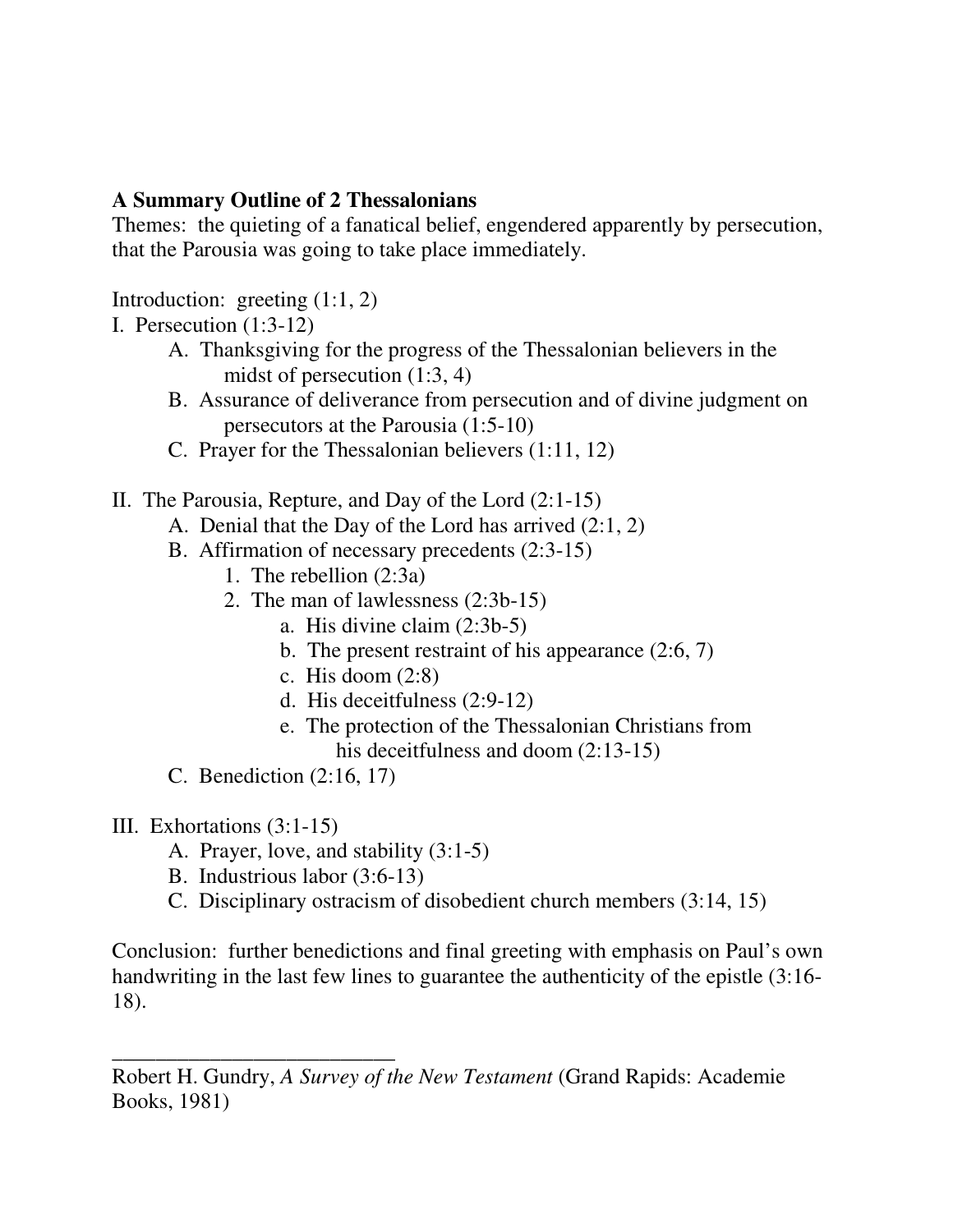**A Summary Outline of 2 Thessalonians**

Themes: the quieting of a fanatical belief, engendered apparently by persecution, that the Parousia was going to take place immediately.

Introduction: greeting (1:1, 2)

I. Persecution (1:3-12)
   - A. Thanksgiving for the progress of the Thessalonian believers in the midst of persecution (1:3, 4)
   - B. Assurance of deliverance from persecution and of divine judgment on persecutors at the Parousia (1:5-10)
   - C. Prayer for the Thessalonian believers (1:11, 12)

II. The Parousia, Repture, and Day of the Lord (2:1-15)
   - A. Denial that the Day of the Lord has arrived (2:1, 2)
   - B. Affirmation of necessary precedents (2:3-15)
     - 1. The rebellion (2:3a)
     - 2. The man of lawlessness (2:3b-15)
       - a. His divine claim (2:3b-5)
       - b. The present restraint of his appearance (2:6, 7)
       - c. His doom (2:8)
       - d. His deceitfulness (2:9-12)
       - e. The protection of the Thessalonian Christians from his deceitfulness and doom (2:13-15)
   - C. Benediction (2:16, 17)

III. Exhortations (3:1-15)
   - A. Prayer, love, and stability (3:1-5)
   - B. Industrious labor (3:6-13)
   - C. Disciplinary ostracism of disobedient church members (3:14, 15)

Conclusion: further benedictions and final greeting with emphasis on Paul's own handwriting in the last few lines to guarantee the authenticity of the epistle (3:16-18).

___________________________

Robert H. Gundry, *A Survey of the New Testament* (Grand Rapids: Academie Books, 1981)